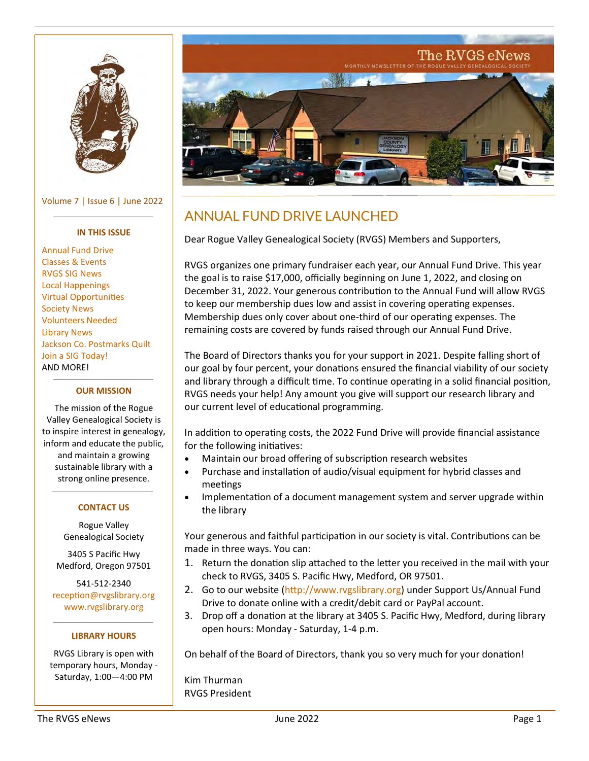# The RVGS eNews

MONTHLY NEWSLETTER OF THE ROGUE VALLEY GENEALOGICAL SOCIETY

Volume 7 | Issue 6 | June 2022

**IN THIS ISSUE**

Annual Fund Drive
Classes & Events
RVGS SIG News
Local Happenings
Virtual Opportunities
Society News
Volunteers Needed
Library News
Jackson Co. Postmarks Quilt
Join a SIG Today!
AND MORE!

**OUR MISSION**

The mission of the Rogue Valley Genealogical Society is to inspire interest in genealogy, inform and educate the public, and maintain a growing sustainable library with a strong online presence.

**CONTACT US**

Rogue Valley Genealogical Society

3405 S Pacific Hwy
Medford, Oregon 97501

541-512-2340
reception@rvgslibrary.org
www.rvgslibrary.org

**LIBRARY HOURS**

RVGS Library is open with temporary hours, Monday - Saturday, 1:00—4:00 PM

## ANNUAL FUND DRIVE LAUNCHED

Dear Rogue Valley Genealogical Society (RVGS) Members and Supporters,

RVGS organizes one primary fundraiser each year, our Annual Fund Drive. This year the goal is to raise $17,000, officially beginning on June 1, 2022, and closing on December 31, 2022. Your generous contribution to the Annual Fund will allow RVGS to keep our membership dues low and assist in covering operating expenses. Membership dues only cover about one-third of our operating expenses. The remaining costs are covered by funds raised through our Annual Fund Drive.

The Board of Directors thanks you for your support in 2021. Despite falling short of our goal by four percent, your donations ensured the financial viability of our society and library through a difficult time. To continue operating in a solid financial position, RVGS needs your help! Any amount you give will support our research library and our current level of educational programming.

In addition to operating costs, the 2022 Fund Drive will provide financial assistance for the following initiatives:

- Maintain our broad offering of subscription research websites
- Purchase and installation of audio/visual equipment for hybrid classes and meetings
- Implementation of a document management system and server upgrade within the library

Your generous and faithful participation in our society is vital. Contributions can be made in three ways. You can:

1. Return the donation slip attached to the letter you received in the mail with your check to RVGS, 3405 S. Pacific Hwy, Medford, OR 97501.
2. Go to our website (http://www.rvgslibrary.org) under Support Us/Annual Fund Drive to donate online with a credit/debit card or PayPal account.
3. Drop off a donation at the library at 3405 S. Pacific Hwy, Medford, during library open hours: Monday - Saturday, 1-4 p.m.

On behalf of the Board of Directors, thank you so very much for your donation!

Kim Thurman
RVGS President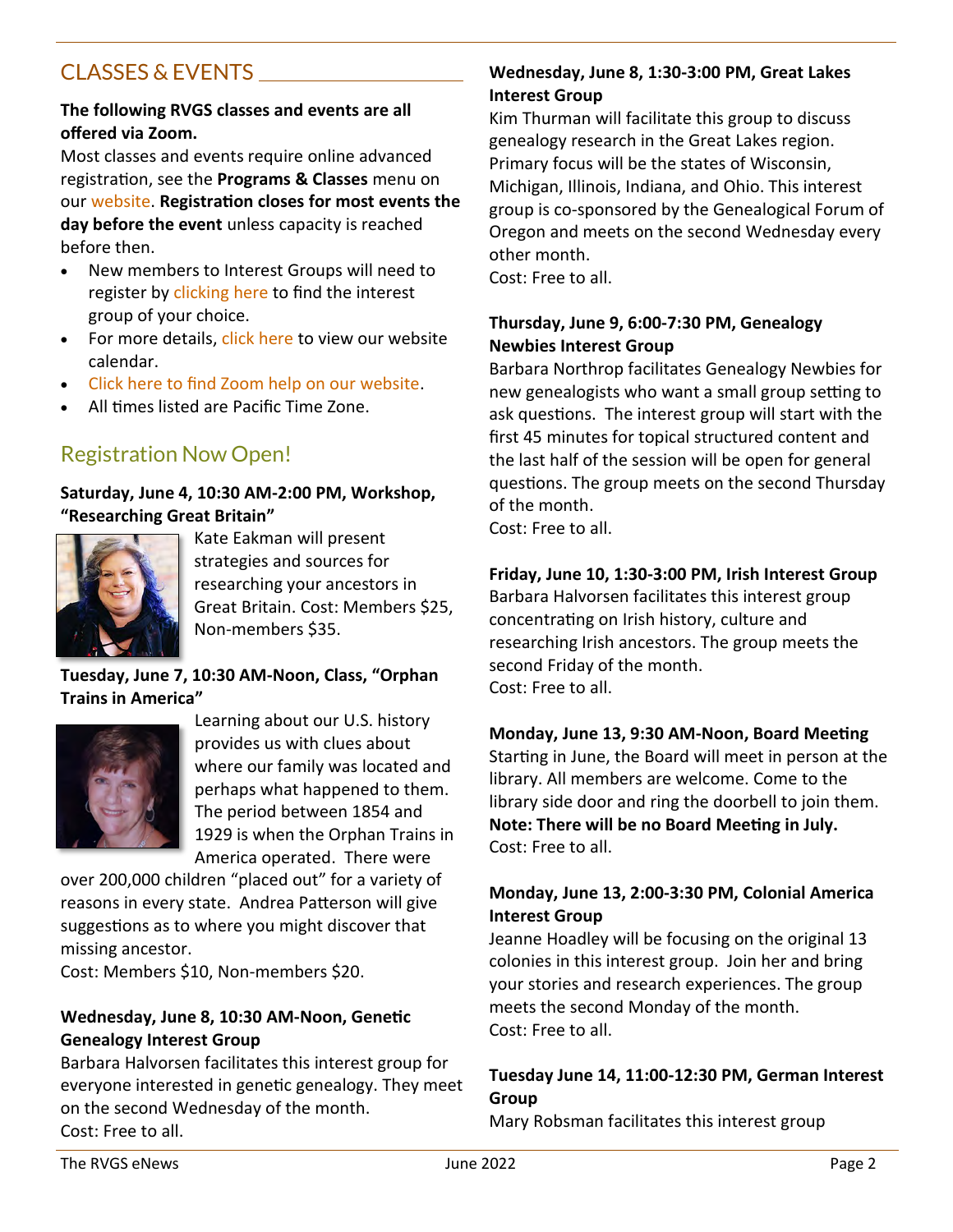## CLASSES & EVENTS

**The following RVGS classes and events are all offered via Zoom.**

Most classes and events require online advanced registration, see the **Programs & Classes** menu on our website. **Registration closes for most events the day before the event** unless capacity is reached before then.

- New members to Interest Groups will need to register by clicking here to find the interest group of your choice.
- For more details, click here to view our website calendar.
- Click here to find Zoom help on our website.
- All times listed are Pacific Time Zone.

## Registration Now Open!

**Saturday, June 4, 10:30 AM-2:00 PM, Workshop, "Researching Great Britain"**

Kate Eakman will present strategies and sources for researching your ancestors in Great Britain. Cost: Members $25, Non-members $35.

**Tuesday, June 7, 10:30 AM-Noon, Class, "Orphan Trains in America"**

Learning about our U.S. history provides us with clues about where our family was located and perhaps what happened to them. The period between 1854 and 1929 is when the Orphan Trains in America operated. There were over 200,000 children "placed out" for a variety of reasons in every state. Andrea Patterson will give suggestions as to where you might discover that missing ancestor.
Cost: Members $10, Non-members $20.

**Wednesday, June 8, 10:30 AM-Noon, Genetic Genealogy Interest Group**

Barbara Halvorsen facilitates this interest group for everyone interested in genetic genealogy. They meet on the second Wednesday of the month.
Cost: Free to all.

**Wednesday, June 8, 1:30-3:00 PM, Great Lakes Interest Group**

Kim Thurman will facilitate this group to discuss genealogy research in the Great Lakes region. Primary focus will be the states of Wisconsin, Michigan, Illinois, Indiana, and Ohio. This interest group is co-sponsored by the Genealogical Forum of Oregon and meets on the second Wednesday every other month.
Cost: Free to all.

**Thursday, June 9, 6:00-7:30 PM, Genealogy Newbies Interest Group**

Barbara Northrop facilitates Genealogy Newbies for new genealogists who want a small group setting to ask questions. The interest group will start with the first 45 minutes for topical structured content and the last half of the session will be open for general questions. The group meets on the second Thursday of the month.
Cost: Free to all.

**Friday, June 10, 1:30-3:00 PM, Irish Interest Group**

Barbara Halvorsen facilitates this interest group concentrating on Irish history, culture and researching Irish ancestors. The group meets the second Friday of the month.
Cost: Free to all.

**Monday, June 13, 9:30 AM-Noon, Board Meeting**

Starting in June, the Board will meet in person at the library. All members are welcome. Come to the library side door and ring the doorbell to join them. **Note: There will be no Board Meeting in July.**
Cost: Free to all.

**Monday, June 13, 2:00-3:30 PM, Colonial America Interest Group**

Jeanne Hoadley will be focusing on the original 13 colonies in this interest group. Join her and bring your stories and research experiences. The group meets the second Monday of the month.
Cost: Free to all.

**Tuesday June 14, 11:00-12:30 PM, German Interest Group**

Mary Robsman facilitates this interest group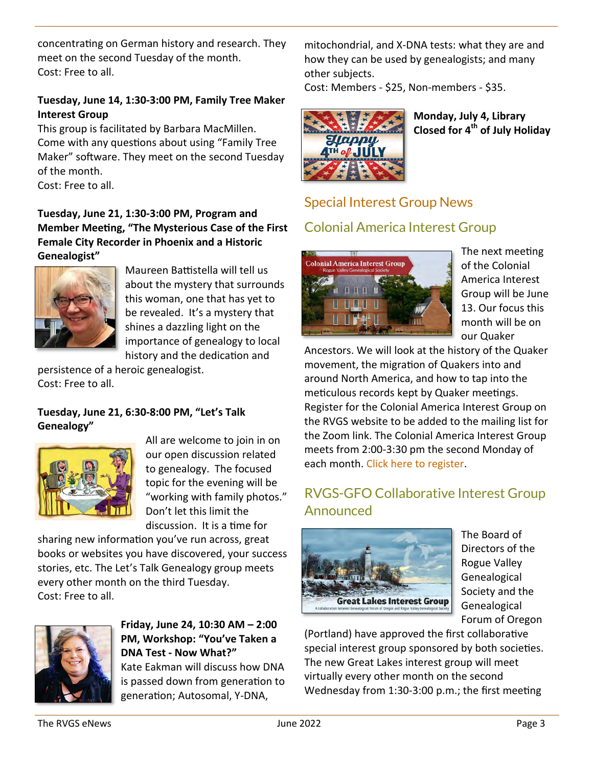concentrating on German history and research. They meet on the second Tuesday of the month.
Cost: Free to all.

**Tuesday, June 14, 1:30-3:00 PM, Family Tree Maker Interest Group**

This group is facilitated by Barbara MacMillen. Come with any questions about using "Family Tree Maker" software. They meet on the second Tuesday of the month.
Cost: Free to all.

**Tuesday, June 21, 1:30-3:00 PM, Program and Member Meeting, "The Mysterious Case of the First Female City Recorder in Phoenix and a Historic Genealogist"**

Maureen Battistella will tell us about the mystery that surrounds this woman, one that has yet to be revealed. It's a mystery that shines a dazzling light on the importance of genealogy to local history and the dedication and persistence of a heroic genealogist.
Cost: Free to all.

**Tuesday, June 21, 6:30-8:00 PM, "Let's Talk Genealogy"**

All are welcome to join in on our open discussion related to genealogy. The focused topic for the evening will be "working with family photos." Don't let this limit the discussion. It is a time for sharing new information you've run across, great books or websites you have discovered, your success stories, etc. The Let's Talk Genealogy group meets every other month on the third Tuesday.
Cost: Free to all.

**Friday, June 24, 10:30 AM – 2:00 PM, Workshop: "You've Taken a DNA Test - Now What?"**

Kate Eakman will discuss how DNA is passed down from generation to generation; Autosomal, Y-DNA, mitochondrial, and X-DNA tests: what they are and how they can be used by genealogists; and many other subjects.
Cost: Members - $25, Non-members - $35.

**Monday, July 4, Library Closed for 4th of July Holiday**

## Special Interest Group News

## Colonial America Interest Group

The next meeting of the Colonial America Interest Group will be June 13. Our focus this month will be on our Quaker Ancestors. We will look at the history of the Quaker movement, the migration of Quakers into and around North America, and how to tap into the meticulous records kept by Quaker meetings. Register for the Colonial America Interest Group on the RVGS website to be added to the mailing list for the Zoom link. The Colonial America Interest Group meets from 2:00-3:30 pm the second Monday of each month. Click here to register.

## RVGS-GFO Collaborative Interest Group Announced

The Board of Directors of the Rogue Valley Genealogical Society and the Genealogical Forum of Oregon (Portland) have approved the first collaborative special interest group sponsored by both societies. The new Great Lakes interest group will meet virtually every other month on the second Wednesday from 1:30-3:00 p.m.; the first meeting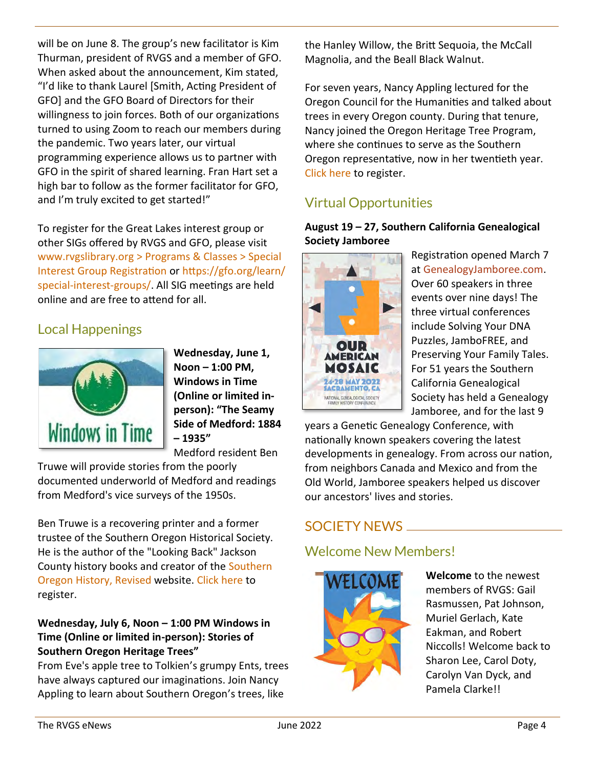will be on June 8. The group's new facilitator is Kim Thurman, president of RVGS and a member of GFO. When asked about the announcement, Kim stated, "I'd like to thank Laurel [Smith, Acting President of GFO] and the GFO Board of Directors for their willingness to join forces. Both of our organizations turned to using Zoom to reach our members during the pandemic. Two years later, our virtual programming experience allows us to partner with GFO in the spirit of shared learning. Fran Hart set a high bar to follow as the former facilitator for GFO, and I'm truly excited to get started!"

To register for the Great Lakes interest group or other SIGs offered by RVGS and GFO, please visit www.rvgslibrary.org > Programs & Classes > Special Interest Group Registration or https://gfo.org/learn/special-interest-groups/. All SIG meetings are held online and are free to attend for all.

## Local Happenings

**Wednesday, June 1, Noon – 1:00 PM, Windows in Time (Online or limited in-person): "The Seamy Side of Medford: 1884 – 1935"**

Medford resident Ben Truwe will provide stories from the poorly documented underworld of Medford and readings from Medford's vice surveys of the 1950s.

Ben Truwe is a recovering printer and a former trustee of the Southern Oregon Historical Society. He is the author of the "Looking Back" Jackson County history books and creator of the Southern Oregon History, Revised website. Click here to register.

**Wednesday, July 6, Noon – 1:00 PM Windows in Time (Online or limited in-person): Stories of Southern Oregon Heritage Trees"**

From Eve's apple tree to Tolkien's grumpy Ents, trees have always captured our imaginations. Join Nancy Appling to learn about Southern Oregon's trees, like the Hanley Willow, the Britt Sequoia, the McCall Magnolia, and the Beall Black Walnut.

For seven years, Nancy Appling lectured for the Oregon Council for the Humanities and talked about trees in every Oregon county. During that tenure, Nancy joined the Oregon Heritage Tree Program, where she continues to serve as the Southern Oregon representative, now in her twentieth year. Click here to register.

## Virtual Opportunities

**August 19 – 27, Southern California Genealogical Society Jamboree**

Registration opened March 7 at GenealogyJamboree.com. Over 60 speakers in three events over nine days! The three virtual conferences include Solving Your DNA Puzzles, JamboFREE, and Preserving Your Family Tales. For 51 years the Southern California Genealogical Society has held a Genealogy Jamboree, and for the last 9 years a Genetic Genealogy Conference, with nationally known speakers covering the latest developments in genealogy. From across our nation, from neighbors Canada and Mexico and from the Old World, Jamboree speakers helped us discover our ancestors' lives and stories.

# SOCIETY NEWS

## Welcome New Members!

**Welcome** to the newest members of RVGS: Gail Rasmussen, Pat Johnson, Muriel Gerlach, Kate Eakman, and Robert Niccolls! Welcome back to Sharon Lee, Carol Doty, Carolyn Van Dyck, and Pamela Clarke!!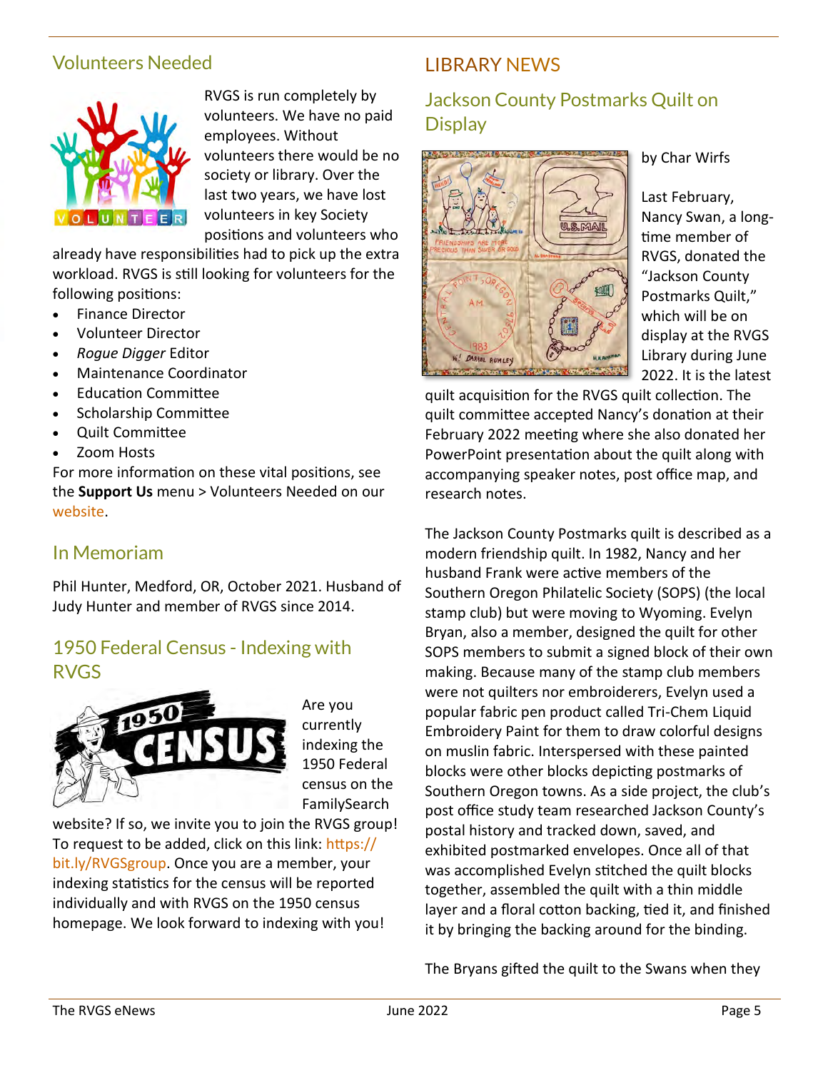## Volunteers Needed

RVGS is run completely by volunteers. We have no paid employees. Without volunteers there would be no society or library. Over the last two years, we have lost volunteers in key Society positions and volunteers who already have responsibilities had to pick up the extra workload. RVGS is still looking for volunteers for the following positions:

- Finance Director
- Volunteer Director
- *Rogue Digger* Editor
- Maintenance Coordinator
- Education Committee
- Scholarship Committee
- Quilt Committee
- Zoom Hosts

For more information on these vital positions, see the **Support Us** menu > Volunteers Needed on our website.

## In Memoriam

Phil Hunter, Medford, OR, October 2021. Husband of Judy Hunter and member of RVGS since 2014.

## 1950 Federal Census - Indexing with RVGS

Are you currently indexing the 1950 Federal census on the FamilySearch website? If so, we invite you to join the RVGS group! To request to be added, click on this link: https://bit.ly/RVGSgroup. Once you are a member, your indexing statistics for the census will be reported individually and with RVGS on the 1950 census homepage. We look forward to indexing with you!

# LIBRARY NEWS

## Jackson County Postmarks Quilt on Display

by Char Wirfs

Last February, Nancy Swan, a long-time member of RVGS, donated the "Jackson County Postmarks Quilt," which will be on display at the RVGS Library during June 2022. It is the latest quilt acquisition for the RVGS quilt collection. The quilt committee accepted Nancy's donation at their February 2022 meeting where she also donated her PowerPoint presentation about the quilt along with accompanying speaker notes, post office map, and research notes.

The Jackson County Postmarks quilt is described as a modern friendship quilt. In 1982, Nancy and her husband Frank were active members of the Southern Oregon Philatelic Society (SOPS) (the local stamp club) but were moving to Wyoming. Evelyn Bryan, also a member, designed the quilt for other SOPS members to submit a signed block of their own making. Because many of the stamp club members were not quilters nor embroiderers, Evelyn used a popular fabric pen product called Tri-Chem Liquid Embroidery Paint for them to draw colorful designs on muslin fabric. Interspersed with these painted blocks were other blocks depicting postmarks of Southern Oregon towns. As a side project, the club's post office study team researched Jackson County's postal history and tracked down, saved, and exhibited postmarked envelopes. Once all of that was accomplished Evelyn stitched the quilt blocks together, assembled the quilt with a thin middle layer and a floral cotton backing, tied it, and finished it by bringing the backing around for the binding.

The Bryans gifted the quilt to the Swans when they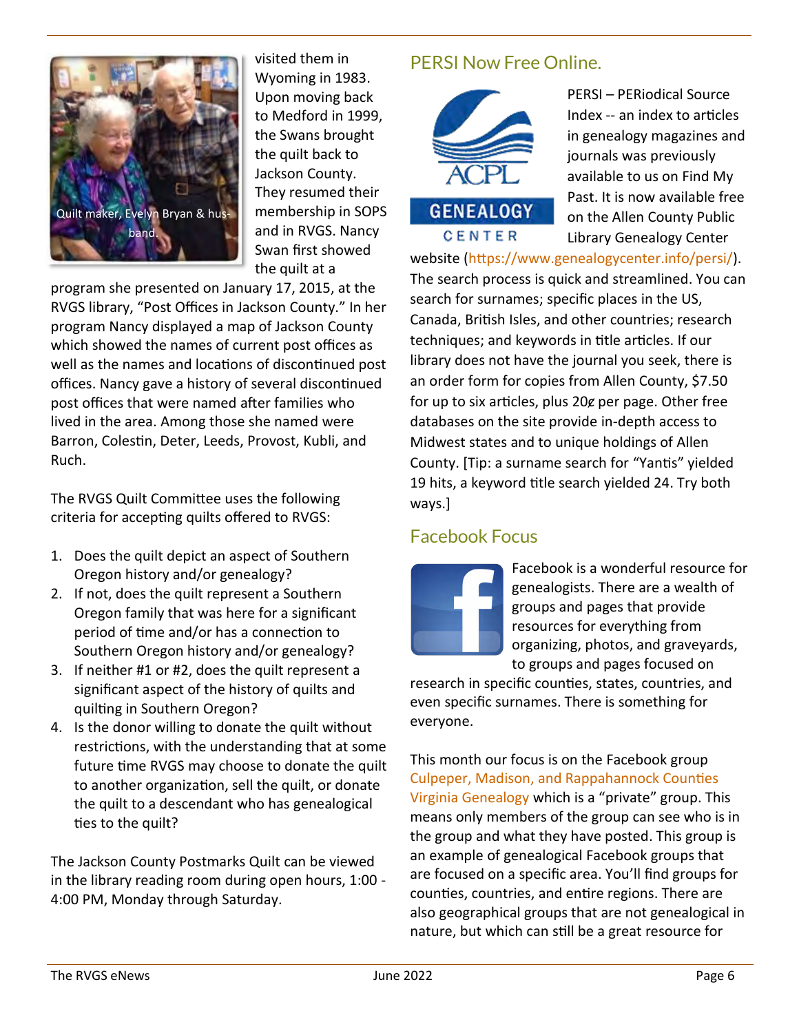Quilt maker, Evelyn Bryan & husband.

visited them in Wyoming in 1983. Upon moving back to Medford in 1999, the Swans brought the quilt back to Jackson County. They resumed their membership in SOPS and in RVGS. Nancy Swan first showed the quilt at a program she presented on January 17, 2015, at the RVGS library, "Post Offices in Jackson County." In her program Nancy displayed a map of Jackson County which showed the names of current post offices as well as the names and locations of discontinued post offices. Nancy gave a history of several discontinued post offices that were named after families who lived in the area. Among those she named were Barron, Colestin, Deter, Leeds, Provost, Kubli, and Ruch.

The RVGS Quilt Committee uses the following criteria for accepting quilts offered to RVGS:

1. Does the quilt depict an aspect of Southern Oregon history and/or genealogy?
2. If not, does the quilt represent a Southern Oregon family that was here for a significant period of time and/or has a connection to Southern Oregon history and/or genealogy?
3. If neither #1 or #2, does the quilt represent a significant aspect of the history of quilts and quilting in Southern Oregon?
4. Is the donor willing to donate the quilt without restrictions, with the understanding that at some future time RVGS may choose to donate the quilt to another organization, sell the quilt, or donate the quilt to a descendant who has genealogical ties to the quilt?

The Jackson County Postmarks Quilt can be viewed in the library reading room during open hours, 1:00 - 4:00 PM, Monday through Saturday.

## PERSI Now Free Online.

PERSI – PERiodical Source Index -- an index to articles in genealogy magazines and journals was previously available to us on Find My Past. It is now available free on the Allen County Public Library Genealogy Center website (https://www.genealogycenter.info/persi/). The search process is quick and streamlined. You can search for surnames; specific places in the US, Canada, British Isles, and other countries; research techniques; and keywords in title articles. If our library does not have the journal you seek, there is an order form for copies from Allen County, $7.50 for up to six articles, plus 20¢ per page. Other free databases on the site provide in-depth access to Midwest states and to unique holdings of Allen County. [Tip: a surname search for "Yantis" yielded 19 hits, a keyword title search yielded 24. Try both ways.]

## Facebook Focus

Facebook is a wonderful resource for genealogists. There are a wealth of groups and pages that provide resources for everything from organizing, photos, and graveyards, to groups and pages focused on research in specific counties, states, countries, and even specific surnames. There is something for everyone.

This month our focus is on the Facebook group Culpeper, Madison, and Rappahannock Counties Virginia Genealogy which is a "private" group. This means only members of the group can see who is in the group and what they have posted. This group is an example of genealogical Facebook groups that are focused on a specific area. You'll find groups for counties, countries, and entire regions. There are also geographical groups that are not genealogical in nature, but which can still be a great resource for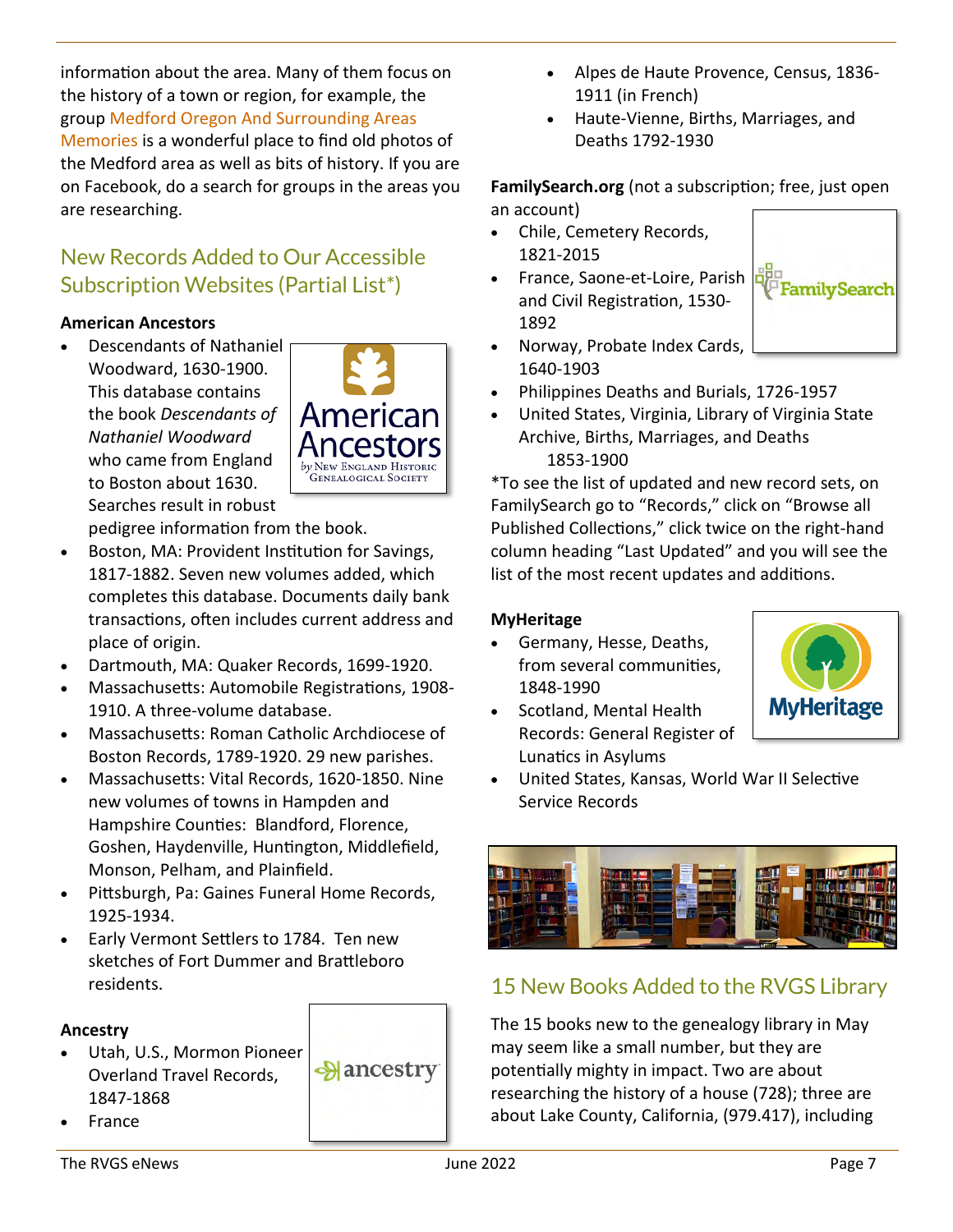information about the area. Many of them focus on the history of a town or region, for example, the group Medford Oregon And Surrounding Areas Memories is a wonderful place to find old photos of the Medford area as well as bits of history. If you are on Facebook, do a search for groups in the areas you are researching.

## New Records Added to Our Accessible Subscription Websites (Partial List*)

**American Ancestors**

- Descendants of Nathaniel Woodward, 1630-1900. This database contains the book *Descendants of Nathaniel Woodward* who came from England to Boston about 1630. Searches result in robust pedigree information from the book.
- Boston, MA: Provident Institution for Savings, 1817-1882. Seven new volumes added, which completes this database. Documents daily bank transactions, often includes current address and place of origin.
- Dartmouth, MA: Quaker Records, 1699-1920.
- Massachusetts: Automobile Registrations, 1908-1910. A three-volume database.
- Massachusetts: Roman Catholic Archdiocese of Boston Records, 1789-1920. 29 new parishes.
- Massachusetts: Vital Records, 1620-1850. Nine new volumes of towns in Hampden and Hampshire Counties: Blandford, Florence, Goshen, Haydenville, Huntington, Middlefield, Monson, Pelham, and Plainfield.
- Pittsburgh, Pa: Gaines Funeral Home Records, 1925-1934.
- Early Vermont Settlers to 1784. Ten new sketches of Fort Dummer and Brattleboro residents.

**Ancestry**

- Utah, U.S., Mormon Pioneer Overland Travel Records, 1847-1868
- France
  - Alpes de Haute Provence, Census, 1836-1911 (in French)
  - Haute-Vienne, Births, Marriages, and Deaths 1792-1930

**FamilySearch.org** (not a subscription; free, just open an account)

- Chile, Cemetery Records, 1821-2015
- France, Saone-et-Loire, Parish and Civil Registration, 1530-1892
- Norway, Probate Index Cards, 1640-1903
- Philippines Deaths and Burials, 1726-1957
- United States, Virginia, Library of Virginia State Archive, Births, Marriages, and Deaths 1853-1900

*To see the list of updated and new record sets, on FamilySearch go to "Records," click on "Browse all Published Collections," click twice on the right-hand column heading "Last Updated" and you will see the list of the most recent updates and additions.

**MyHeritage**

- Germany, Hesse, Deaths, from several communities, 1848-1990
- Scotland, Mental Health Records: General Register of Lunatics in Asylums
- United States, Kansas, World War II Selective Service Records

## 15 New Books Added to the RVGS Library

The 15 books new to the genealogy library in May may seem like a small number, but they are potentially mighty in impact. Two are about researching the history of a house (728); three are about Lake County, California, (979.417), including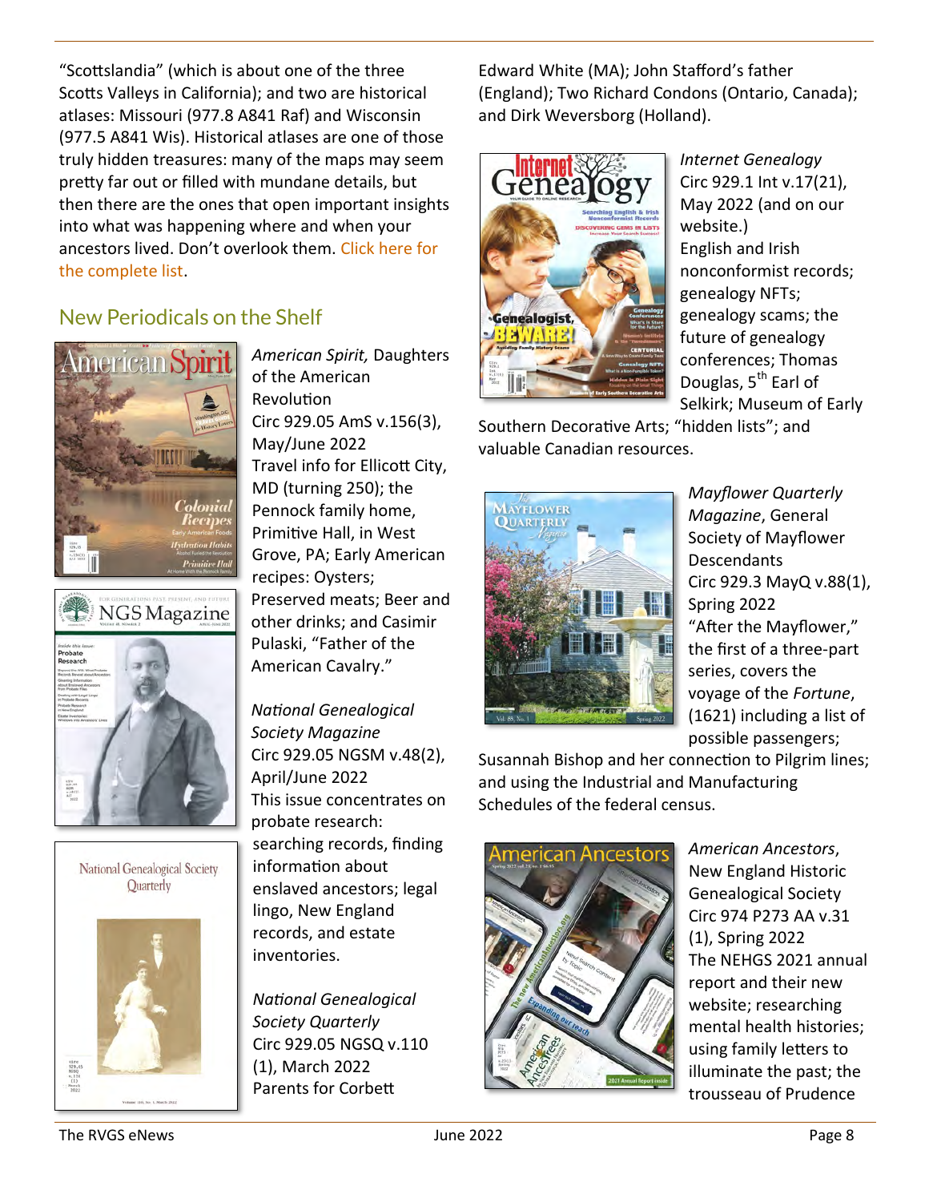"Scottslandia" (which is about one of the three Scotts Valleys in California); and two are historical atlases: Missouri (977.8 A841 Raf) and Wisconsin (977.5 A841 Wis). Historical atlases are one of those truly hidden treasures: many of the maps may seem pretty far out or filled with mundane details, but then there are the ones that open important insights into what was happening where and when your ancestors lived. Don't overlook them. Click here for the complete list.

## New Periodicals on the Shelf

*American Spirit,* Daughters of the American Revolution
Circ 929.05 AmS v.156(3), May/June 2022
Travel info for Ellicott City, MD (turning 250); the Pennock family home, Primitive Hall, in West Grove, PA; Early American recipes: Oysters; Preserved meats; Beer and other drinks; and Casimir Pulaski, "Father of the American Cavalry."

*National Genealogical Society Magazine*
Circ 929.05 NGSM v.48(2), April/June 2022
This issue concentrates on probate research: searching records, finding information about enslaved ancestors; legal lingo, New England records, and estate inventories.

*National Genealogical Society Quarterly*
Circ 929.05 NGSQ v.110 (1), March 2022
Parents for Corbett Edward White (MA); John Stafford's father (England); Two Richard Condons (Ontario, Canada); and Dirk Weversborg (Holland).

*Internet Genealogy*
Circ 929.1 Int v.17(21), May 2022 (and on our website.)
English and Irish nonconformist records; genealogy NFTs; genealogy scams; the future of genealogy conferences; Thomas Douglas, 5th Earl of Selkirk; Museum of Early Southern Decorative Arts; "hidden lists"; and valuable Canadian resources.

*Mayflower Quarterly Magazine*, General Society of Mayflower Descendants
Circ 929.3 MayQ v.88(1), Spring 2022
"After the Mayflower," the first of a three-part series, covers the voyage of the *Fortune*, (1621) including a list of possible passengers; Susannah Bishop and her connection to Pilgrim lines; and using the Industrial and Manufacturing Schedules of the federal census.

*American Ancestors*, New England Historic Genealogical Society
Circ 974 P273 AA v.31 (1), Spring 2022
The NEHGS 2021 annual report and their new website; researching mental health histories; using family letters to illuminate the past; the trousseau of Prudence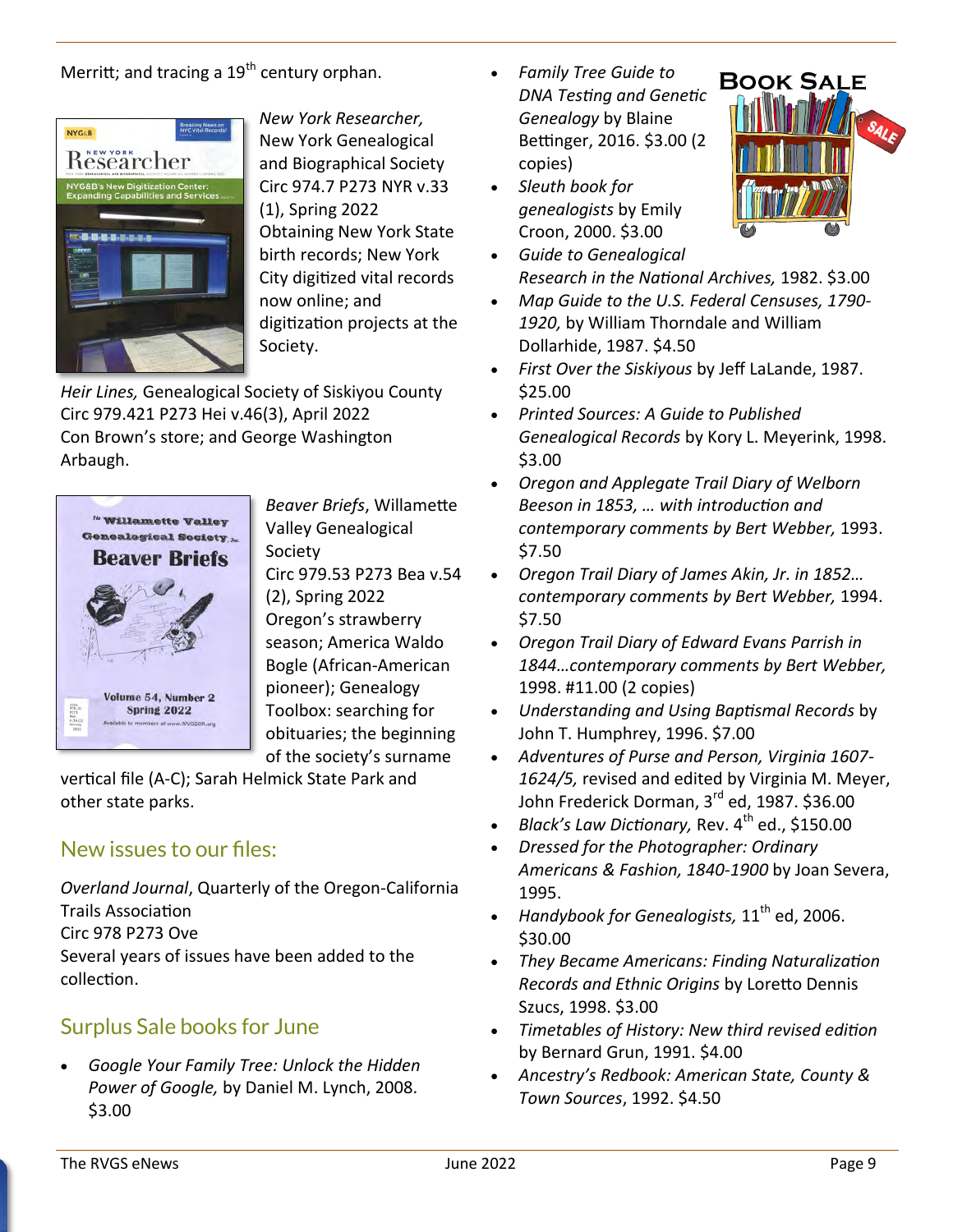Merritt; and tracing a 19th century orphan.

*New York Researcher,* New York Genealogical and Biographical Society
Circ 974.7 P273 NYR v.33 (1), Spring 2022
Obtaining New York State birth records; New York City digitized vital records now online; and digitization projects at the Society.

*Heir Lines,* Genealogical Society of Siskiyou County
Circ 979.421 P273 Hei v.46(3), April 2022
Con Brown's store; and George Washington Arbaugh.

*Beaver Briefs*, Willamette Valley Genealogical Society
Circ 979.53 P273 Bea v.54 (2), Spring 2022
Oregon's strawberry season; America Waldo Bogle (African-American pioneer); Genealogy Toolbox: searching for obituaries; the beginning of the society's surname vertical file (A-C); Sarah Helmick State Park and other state parks.

## New issues to our files:

*Overland Journal*, Quarterly of the Oregon-California Trails Association
Circ 978 P273 Ove
Several years of issues have been added to the collection.

## Surplus Sale books for June

- *Google Your Family Tree: Unlock the Hidden Power of Google,* by Daniel M. Lynch, 2008. $3.00
- *Family Tree Guide to DNA Testing and Genetic Genealogy* by Blaine Bettinger, 2016. $3.00 (2 copies)
- *Sleuth book for genealogists* by Emily Croon, 2000. $3.00
- *Guide to Genealogical Research in the National Archives,* 1982. $3.00
- *Map Guide to the U.S. Federal Censuses, 1790-1920,* by William Thorndale and William Dollarhide, 1987. $4.50
- *First Over the Siskiyous* by Jeff LaLande, 1987. $25.00
- *Printed Sources: A Guide to Published Genealogical Records* by Kory L. Meyerink, 1998. $3.00
- *Oregon and Applegate Trail Diary of Welborn Beeson in 1853, … with introduction and contemporary comments by Bert Webber,* 1993. $7.50
- *Oregon Trail Diary of James Akin, Jr. in 1852… contemporary comments by Bert Webber,* 1994. $7.50
- *Oregon Trail Diary of Edward Evans Parrish in 1844…contemporary comments by Bert Webber,* 1998. #11.00 (2 copies)
- *Understanding and Using Baptismal Records* by John T. Humphrey, 1996. $7.00
- *Adventures of Purse and Person, Virginia 1607-1624/5,* revised and edited by Virginia M. Meyer, John Frederick Dorman, 3rd ed, 1987. $36.00
- *Black's Law Dictionary,* Rev. 4th ed., $150.00
- *Dressed for the Photographer: Ordinary Americans & Fashion, 1840-1900* by Joan Severa, 1995.
- *Handybook for Genealogists,* 11th ed, 2006. $30.00
- *They Became Americans: Finding Naturalization Records and Ethnic Origins* by Loretto Dennis Szucs, 1998. $3.00
- *Timetables of History: New third revised edition* by Bernard Grun, 1991. $4.00
- *Ancestry's Redbook: American State, County & Town Sources*, 1992. $4.50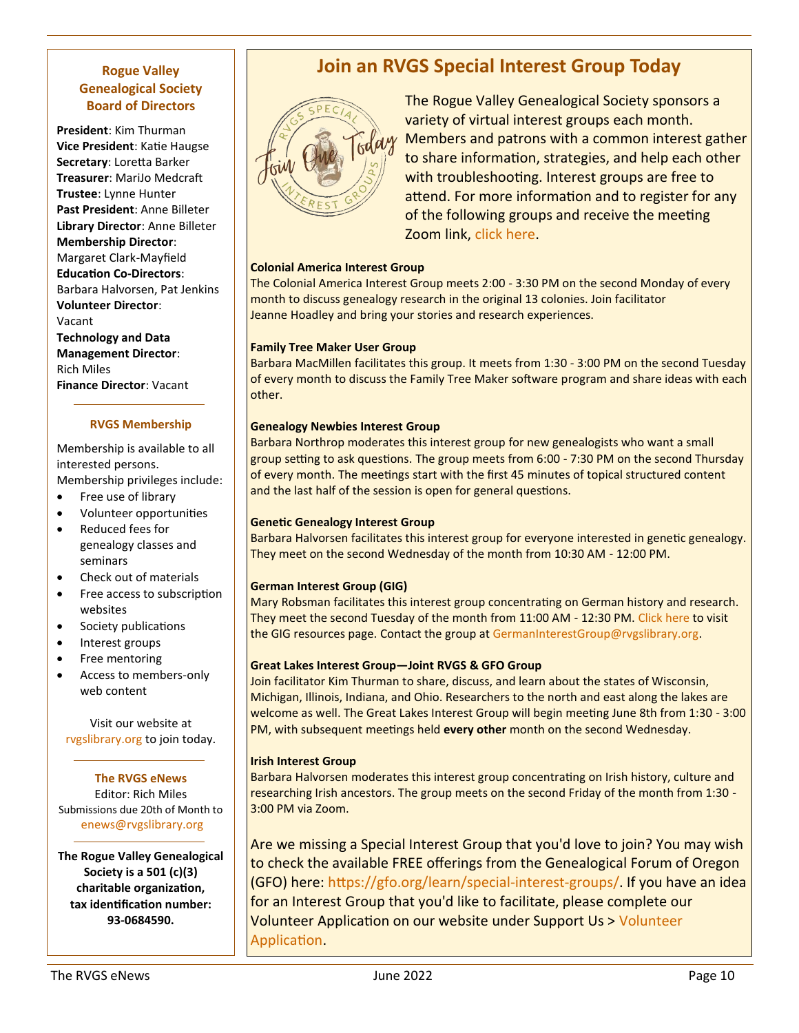## Rogue Valley Genealogical Society Board of Directors

**President**: Kim Thurman
**Vice President**: Katie Haugse
**Secretary**: Loretta Barker
**Treasurer**: MariJo Medcraft
**Trustee**: Lynne Hunter
**Past President**: Anne Billeter
**Library Director**: Anne Billeter
**Membership Director**: Margaret Clark-Mayfield
**Education Co-Directors**: Barbara Halvorsen, Pat Jenkins
**Volunteer Director**: Vacant
**Technology and Data Management Director**: Rich Miles
**Finance Director**: Vacant

### RVGS Membership

Membership is available to all interested persons.
Membership privileges include:

- Free use of library
- Volunteer opportunities
- Reduced fees for genealogy classes and seminars
- Check out of materials
- Free access to subscription websites
- Society publications
- Interest groups
- Free mentoring
- Access to members-only web content

Visit our website at rvgslibrary.org to join today.

### The RVGS eNews

Editor: Rich Miles
Submissions due 20th of Month to enews@rvgslibrary.org

**The Rogue Valley Genealogical Society is a 501 (c)(3) charitable organization, tax identification number: 93-0684590.**

# Join an RVGS Special Interest Group Today

The Rogue Valley Genealogical Society sponsors a variety of virtual interest groups each month. Members and patrons with a common interest gather to share information, strategies, and help each other with troubleshooting. Interest groups are free to attend. For more information and to register for any of the following groups and receive the meeting Zoom link, click here.

**Colonial America Interest Group**
The Colonial America Interest Group meets 2:00 - 3:30 PM on the second Monday of every month to discuss genealogy research in the original 13 colonies. Join facilitator Jeanne Hoadley and bring your stories and research experiences.

**Family Tree Maker User Group**
Barbara MacMillen facilitates this group. It meets from 1:30 - 3:00 PM on the second Tuesday of every month to discuss the Family Tree Maker software program and share ideas with each other.

**Genealogy Newbies Interest Group**
Barbara Northrop moderates this interest group for new genealogists who want a small group setting to ask questions. The group meets from 6:00 - 7:30 PM on the second Thursday of every month. The meetings start with the first 45 minutes of topical structured content and the last half of the session is open for general questions.

**Genetic Genealogy Interest Group**
Barbara Halvorsen facilitates this interest group for everyone interested in genetic genealogy. They meet on the second Wednesday of the month from 10:30 AM - 12:00 PM.

**German Interest Group (GIG)**
Mary Robsman facilitates this interest group concentrating on German history and research. They meet the second Tuesday of the month from 11:00 AM - 12:30 PM. Click here to visit the GIG resources page. Contact the group at GermanInterestGroup@rvgslibrary.org.

**Great Lakes Interest Group—Joint RVGS & GFO Group**
Join facilitator Kim Thurman to share, discuss, and learn about the states of Wisconsin, Michigan, Illinois, Indiana, and Ohio. Researchers to the north and east along the lakes are welcome as well. The Great Lakes Interest Group will begin meeting June 8th from 1:30 - 3:00 PM, with subsequent meetings held **every other** month on the second Wednesday.

**Irish Interest Group**
Barbara Halvorsen moderates this interest group concentrating on Irish history, culture and researching Irish ancestors. The group meets on the second Friday of the month from 1:30 - 3:00 PM via Zoom.

Are we missing a Special Interest Group that you'd love to join? You may wish to check the available FREE offerings from the Genealogical Forum of Oregon (GFO) here: https://gfo.org/learn/special-interest-groups/. If you have an idea for an Interest Group that you'd like to facilitate, please complete our Volunteer Application on our website under Support Us > Volunteer Application.